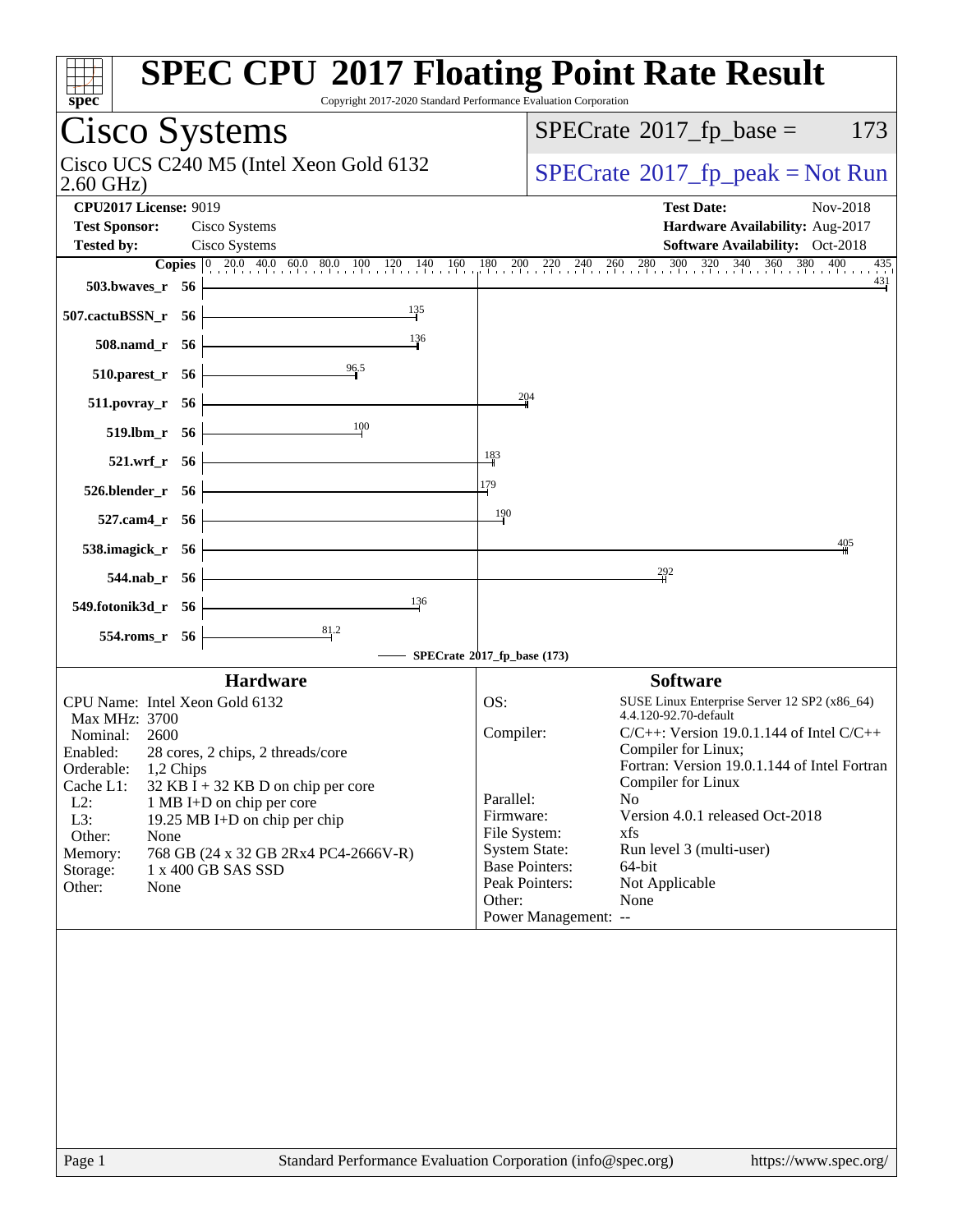# SPEC CPU 2017 Floating Point Rate Result

Copyright 2017-2020 Standard Performance Evaluation Corporation

## Cisco Systems

Cisco UCS C240 M5 (Intel Xeon Gold 6132 2.60 GHz)

SPECrate 2017_fp_base = 173

SPECrate 2017_fp_peak = Not Run

**CPU2017 License:** 9019
**Test Sponsor:** Cisco Systems
**Tested by:** Cisco Systems

**Test Date:** Nov-2018
**Hardware Availability:** Aug-2017
**Software Availability:** Oct-2018

| Benchmark | Copies | Base Result |
|---|---|---|
| 503.bwaves_r | 56 | 431 |
| 507.cactuBSSN_r | 56 | 135 |
| 508.namd_r | 56 | 136 |
| 510.parest_r | 56 | 96.5 |
| 511.povray_r | 56 | 204 |
| 519.lbm_r | 56 | 100 |
| 521.wrf_r | 56 | 183 |
| 526.blender_r | 56 | 179 |
| 527.cam4_r | 56 | 190 |
| 538.imagick_r | 56 | 405 |
| 544.nab_r | 56 | 292 |
| 549.fotonik3d_r | 56 | 136 |
| 554.roms_r | 56 | 81.2 |

SPECrate 2017_fp_base (173)

### Hardware

| | |
|---|---|
| CPU Name: | Intel Xeon Gold 6132 |
| Max MHz: | 3700 |
| Nominal: | 2600 |
| Enabled: | 28 cores, 2 chips, 2 threads/core |
| Orderable: | 1,2 Chips |
| Cache L1: | 32 KB I + 32 KB D on chip per core |
| L2: | 1 MB I+D on chip per core |
| L3: | 19.25 MB I+D on chip per chip |
| Other: | None |
| Memory: | 768 GB (24 x 32 GB 2Rx4 PC4-2666V-R) |
| Storage: | 1 x 400 GB SAS SSD |
| Other: | None |

### Software

| | |
|---|---|
| OS: | SUSE Linux Enterprise Server 12 SP2 (x86_64) 4.4.120-92.70-default |
| Compiler: | C/C++: Version 19.0.1.144 of Intel C/C++ Compiler for Linux; Fortran: Version 19.0.1.144 of Intel Fortran Compiler for Linux |
| Parallel: | No |
| Firmware: | Version 4.0.1 released Oct-2018 |
| File System: | xfs |
| System State: | Run level 3 (multi-user) |
| Base Pointers: | 64-bit |
| Peak Pointers: | Not Applicable |
| Other: | None |
| Power Management: | -- |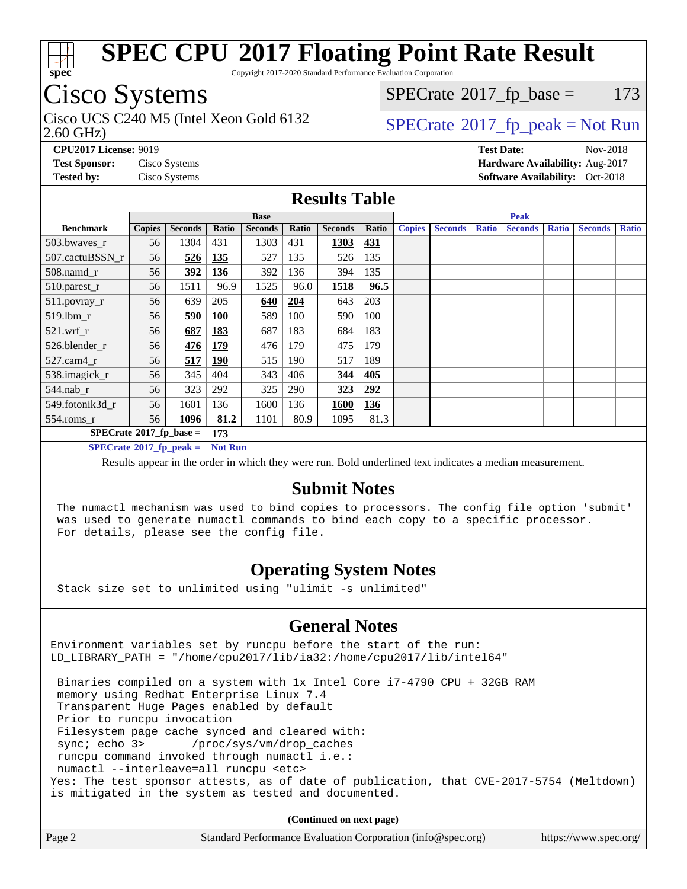# SPEC CPU 2017 Floating Point Rate Result

Copyright 2017-2020 Standard Performance Evaluation Corporation

## Cisco Systems

Cisco UCS C240 M5 (Intel Xeon Gold 6132 2.60 GHz)

SPECrate 2017_fp_base = 173

SPECrate 2017_fp_peak = Not Run

**CPU2017 License:** 9019
**Test Sponsor:** Cisco Systems
**Tested by:** Cisco Systems

**Test Date:** Nov-2018
**Hardware Availability:** Aug-2017
**Software Availability:** Oct-2018

## Results Table

| Benchmark | Base | | | | | | | Peak | | | | | | |
|---|---|---|---|---|---|---|---|---|---|---|---|---|---|---|
| | Copies | Seconds | Ratio | Seconds | Ratio | Seconds | Ratio | Copies | Seconds | Ratio | Seconds | Ratio | Seconds | Ratio |
| 503.bwaves_r | 56 | 1304 | 431 | 1303 | 431 | **1303** | **431** | | | | | | | |
| 507.cactuBSSN_r | 56 | **526** | **135** | 527 | 135 | 526 | 135 | | | | | | | |
| 508.namd_r | 56 | **392** | **136** | 392 | 136 | 394 | 135 | | | | | | | |
| 510.parest_r | 56 | 1511 | 96.9 | 1525 | 96.0 | **1518** | **96.5** | | | | | | | |
| 511.povray_r | 56 | 639 | 205 | **640** | **204** | 643 | 203 | | | | | | | |
| 519.lbm_r | 56 | **590** | **100** | 589 | 100 | 590 | 100 | | | | | | | |
| 521.wrf_r | 56 | **687** | **183** | 687 | 183 | 684 | 183 | | | | | | | |
| 526.blender_r | 56 | **476** | **179** | 476 | 179 | 475 | 179 | | | | | | | |
| 527.cam4_r | 56 | **517** | **190** | 515 | 190 | 517 | 189 | | | | | | | |
| 538.imagick_r | 56 | 345 | 404 | 343 | 406 | **344** | **405** | | | | | | | |
| 544.nab_r | 56 | 323 | 292 | 325 | 290 | **323** | **292** | | | | | | | |
| 549.fotonik3d_r | 56 | 1601 | 136 | 1600 | 136 | **1600** | **136** | | | | | | | |
| 554.roms_r | 56 | **1096** | **81.2** | 1101 | 80.9 | 1095 | 81.3 | | | | | | | |

SPECrate 2017_fp_base = **173**

SPECrate 2017_fp_peak = **Not Run**

Results appear in the order in which they were run. Bold underlined text indicates a median measurement.

## Submit Notes

```
The numactl mechanism was used to bind copies to processors. The config file option 'submit'
was used to generate numactl commands to bind each copy to a specific processor.
For details, please see the config file.
```

## Operating System Notes

```
Stack size set to unlimited using "ulimit -s unlimited"
```

## General Notes

```
Environment variables set by runcpu before the start of the run:
LD_LIBRARY_PATH = "/home/cpu2017/lib/ia32:/home/cpu2017/lib/intel64"

 Binaries compiled on a system with 1x Intel Core i7-4790 CPU + 32GB RAM
 memory using Redhat Enterprise Linux 7.4
 Transparent Huge Pages enabled by default
 Prior to runcpu invocation
 Filesystem page cache synced and cleared with:
 sync; echo 3>       /proc/sys/vm/drop_caches
 runcpu command invoked through numactl i.e.:
 numactl --interleave=all runcpu <etc>
Yes: The test sponsor attests, as of date of publication, that CVE-2017-5754 (Meltdown)
is mitigated in the system as tested and documented.
```

**(Continued on next page)**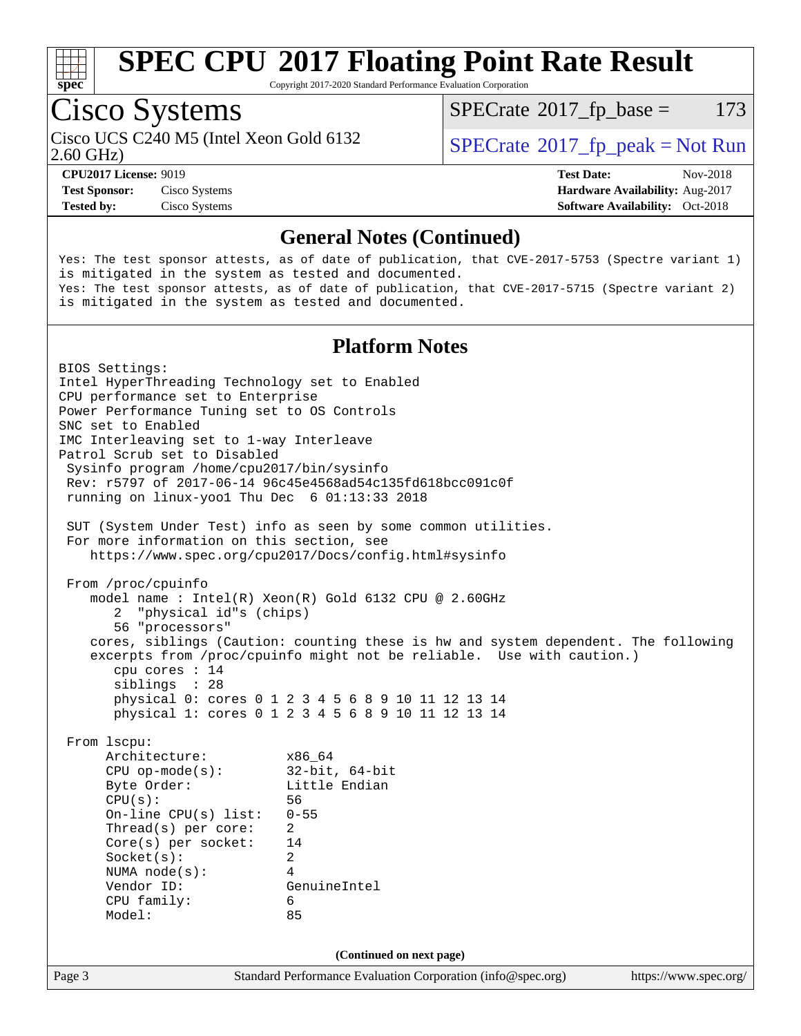## General Notes (Continued)

```
Yes: The test sponsor attests, as of date of publication, that CVE-2017-5753 (Spectre variant 1)
is mitigated in the system as tested and documented.
Yes: The test sponsor attests, as of date of publication, that CVE-2017-5715 (Spectre variant 2)
is mitigated in the system as tested and documented.
```

## Platform Notes

```
BIOS Settings:
Intel HyperThreading Technology set to Enabled
CPU performance set to Enterprise
Power Performance Tuning set to OS Controls
SNC set to Enabled
IMC Interleaving set to 1-way Interleave
Patrol Scrub set to Disabled
 Sysinfo program /home/cpu2017/bin/sysinfo
 Rev: r5797 of 2017-06-14 96c45e4568ad54c135fd618bcc091c0f
 running on linux-yoo1 Thu Dec  6 01:13:33 2018

 SUT (System Under Test) info as seen by some common utilities.
 For more information on this section, see
    https://www.spec.org/cpu2017/Docs/config.html#sysinfo

 From /proc/cpuinfo
    model name : Intel(R) Xeon(R) Gold 6132 CPU @ 2.60GHz
       2  "physical id"s (chips)
       56 "processors"
    cores, siblings (Caution: counting these is hw and system dependent. The following
    excerpts from /proc/cpuinfo might not be reliable.  Use with caution.)
       cpu cores : 14
       siblings  : 28
       physical 0: cores 0 1 2 3 4 5 6 8 9 10 11 12 13 14
       physical 1: cores 0 1 2 3 4 5 6 8 9 10 11 12 13 14

 From lscpu:
      Architecture:          x86_64
      CPU op-mode(s):        32-bit, 64-bit
      Byte Order:            Little Endian
      CPU(s):                56
      On-line CPU(s) list:   0-55
      Thread(s) per core:    2
      Core(s) per socket:    14
      Socket(s):             2
      NUMA node(s):          4
      Vendor ID:             GenuineIntel
      CPU family:            6
      Model:                 85
```

(Continued on next page)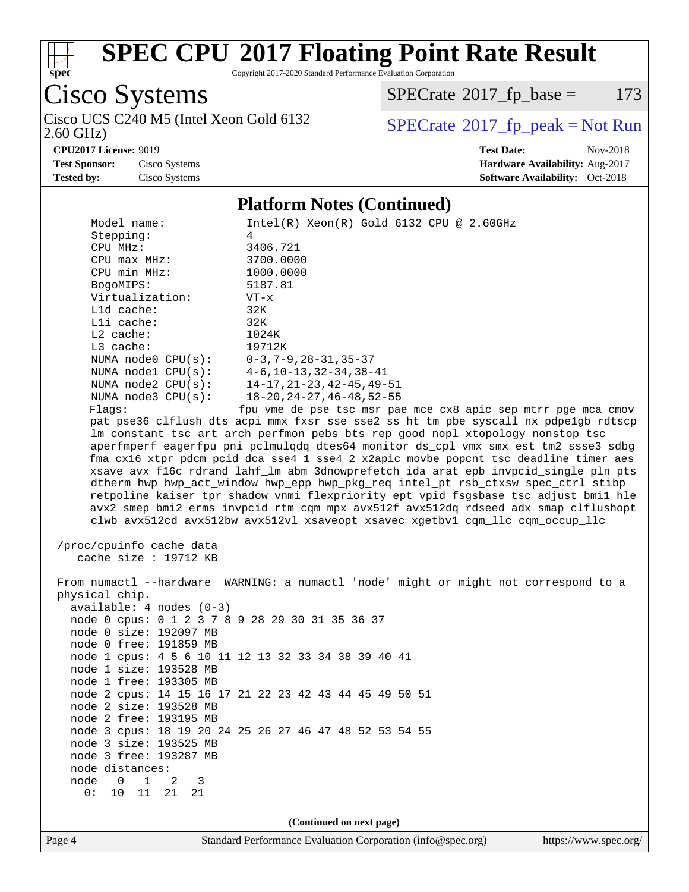# SPEC CPU 2017 Floating Point Rate Result

Copyright 2017-2020 Standard Performance Evaluation Corporation

**Cisco Systems**

Cisco UCS C240 M5 (Intel Xeon Gold 6132 2.60 GHz)

SPECrate 2017_fp_base = 173

SPECrate 2017_fp_peak = Not Run

**CPU2017 License:** 9019
**Test Sponsor:** Cisco Systems
**Tested by:** Cisco Systems

**Test Date:** Nov-2018
**Hardware Availability:** Aug-2017
**Software Availability:** Oct-2018

## Platform Notes (Continued)

```
     Model name:            Intel(R) Xeon(R) Gold 6132 CPU @ 2.60GHz
     Stepping:              4
     CPU MHz:               3406.721
     CPU max MHz:           3700.0000
     CPU min MHz:           1000.0000
     BogoMIPS:              5187.81
     Virtualization:        VT-x
     L1d cache:             32K
     L1i cache:             32K
     L2 cache:              1024K
     L3 cache:              19712K
     NUMA node0 CPU(s):     0-3,7-9,28-31,35-37
     NUMA node1 CPU(s):     4-6,10-13,32-34,38-41
     NUMA node2 CPU(s):     14-17,21-23,42-45,49-51
     NUMA node3 CPU(s):     18-20,24-27,46-48,52-55
     Flags:                 fpu vme de pse tsc msr pae mce cx8 apic sep mtrr pge mca cmov
     pat pse36 clflush dts acpi mmx fxsr sse sse2 ss ht tm pbe syscall nx pdpe1gb rdtscp
     lm constant_tsc art arch_perfmon pebs bts rep_good nopl xtopology nonstop_tsc
     aperfmperf eagerfpu pni pclmulqdq dtes64 monitor ds_cpl vmx smx est tm2 ssse3 sdbg
     fma cx16 xtpr pdcm pcid dca sse4_1 sse4_2 x2apic movbe popcnt tsc_deadline_timer aes
     xsave avx f16c rdrand lahf_lm abm 3dnowprefetch ida arat epb invpcid_single pln pts
     dtherm hwp hwp_act_window hwp_epp hwp_pkg_req intel_pt rsb_ctxsw spec_ctrl stibp
     retpoline kaiser tpr_shadow vnmi flexpriority ept vpid fsgsbase tsc_adjust bmi1 hle
     avx2 smep bmi2 erms invpcid rtm cqm mpx avx512f avx512dq rdseed adx smap clflushopt
     clwb avx512cd avx512bw avx512vl xsaveopt xsavec xgetbv1 cqm_llc cqm_occup_llc

 /proc/cpuinfo cache data
    cache size : 19712 KB

 From numactl --hardware  WARNING: a numactl 'node' might or might not correspond to a
 physical chip.
   available: 4 nodes (0-3)
   node 0 cpus: 0 1 2 3 7 8 9 28 29 30 31 35 36 37
   node 0 size: 192097 MB
   node 0 free: 191859 MB
   node 1 cpus: 4 5 6 10 11 12 13 32 33 34 38 39 40 41
   node 1 size: 193528 MB
   node 1 free: 193305 MB
   node 2 cpus: 14 15 16 17 21 22 23 42 43 44 45 49 50 51
   node 2 size: 193528 MB
   node 2 free: 193195 MB
   node 3 cpus: 18 19 20 24 25 26 27 46 47 48 52 53 54 55
   node 3 size: 193525 MB
   node 3 free: 193287 MB
   node distances:
   node   0   1   2   3
     0:  10  11  21  21
```

(Continued on next page)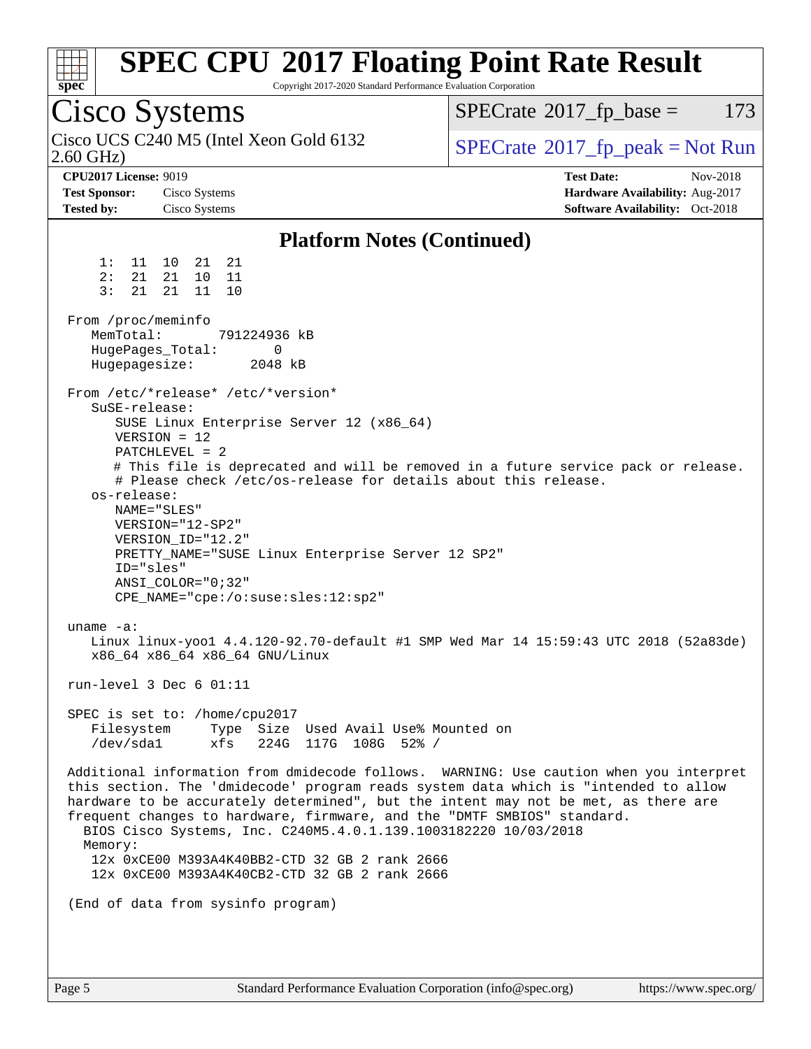# SPEC CPU 2017 Floating Point Rate Result

Copyright 2017-2020 Standard Performance Evaluation Corporation

## Cisco Systems

Cisco UCS C240 M5 (Intel Xeon Gold 6132 2.60 GHz)

SPECrate 2017_fp_base = 173

SPECrate 2017_fp_peak = Not Run

**CPU2017 License:** 9019
**Test Sponsor:** Cisco Systems
**Tested by:** Cisco Systems

**Test Date:** Nov-2018
**Hardware Availability:** Aug-2017
**Software Availability:** Oct-2018

### Platform Notes (Continued)

```
     1:  11  10  21  21
     2:  21  21  10  11
     3:  21  21  11  10

 From /proc/meminfo
    MemTotal:       791224936 kB
    HugePages_Total:       0
    Hugepagesize:       2048 kB

 From /etc/*release* /etc/*version*
    SuSE-release:
       SUSE Linux Enterprise Server 12 (x86_64)
       VERSION = 12
       PATCHLEVEL = 2
       # This file is deprecated and will be removed in a future service pack or release.
       # Please check /etc/os-release for details about this release.
    os-release:
       NAME="SLES"
       VERSION="12-SP2"
       VERSION_ID="12.2"
       PRETTY_NAME="SUSE Linux Enterprise Server 12 SP2"
       ID="sles"
       ANSI_COLOR="0;32"
       CPE_NAME="cpe:/o:suse:sles:12:sp2"

 uname -a:
    Linux linux-yoo1 4.4.120-92.70-default #1 SMP Wed Mar 14 15:59:43 UTC 2018 (52a83de)
    x86_64 x86_64 x86_64 GNU/Linux

 run-level 3 Dec 6 01:11

 SPEC is set to: /home/cpu2017
    Filesystem     Type  Size  Used Avail Use% Mounted on
    /dev/sda1      xfs   224G  117G  108G  52% /

 Additional information from dmidecode follows.  WARNING: Use caution when you interpret
 this section. The 'dmidecode' program reads system data which is "intended to allow
 hardware to be accurately determined", but the intent may not be met, as there are
 frequent changes to hardware, firmware, and the "DMTF SMBIOS" standard.
   BIOS Cisco Systems, Inc. C240M5.4.0.1.139.1003182220 10/03/2018
   Memory:
     12x 0xCE00 M393A4K40BB2-CTD 32 GB 2 rank 2666
     12x 0xCE00 M393A4K40CB2-CTD 32 GB 2 rank 2666

 (End of data from sysinfo program)
```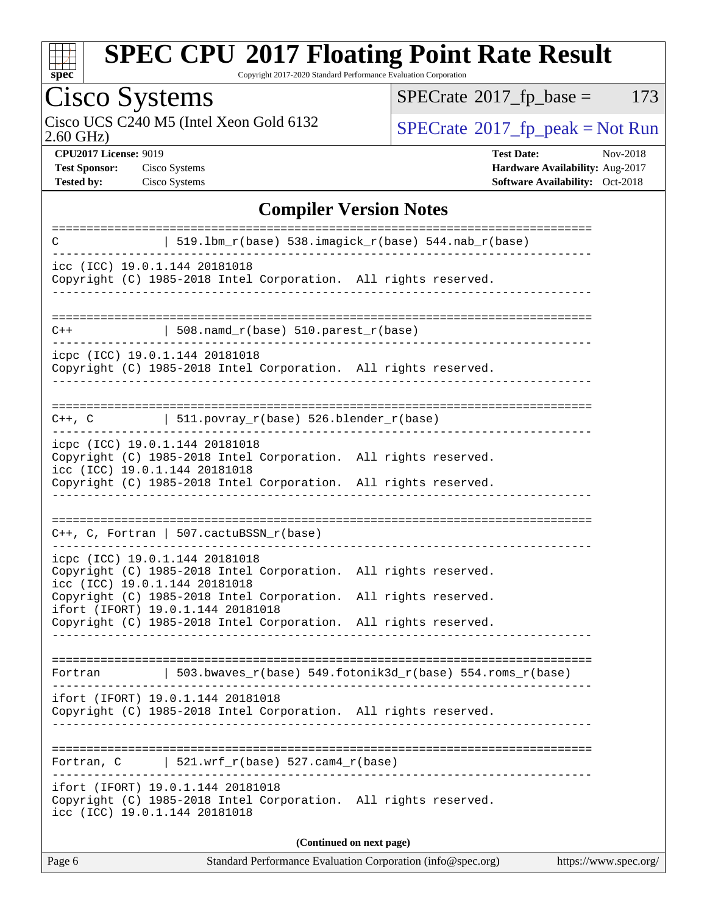# SPEC CPU 2017 Floating Point Rate Result

Copyright 2017-2020 Standard Performance Evaluation Corporation

## Cisco Systems

Cisco UCS C240 M5 (Intel Xeon Gold 6132 2.60 GHz)

SPECrate 2017_fp_base = 173

SPECrate 2017_fp_peak = Not Run

**CPU2017 License:** 9019
**Test Sponsor:** Cisco Systems
**Tested by:** Cisco Systems

**Test Date:** Nov-2018
**Hardware Availability:** Aug-2017
**Software Availability:** Oct-2018

### Compiler Version Notes

```
==============================================================================
C               | 519.lbm_r(base) 538.imagick_r(base) 544.nab_r(base)
------------------------------------------------------------------------------
icc (ICC) 19.0.1.144 20181018
Copyright (C) 1985-2018 Intel Corporation.  All rights reserved.
------------------------------------------------------------------------------

==============================================================================
C++             | 508.namd_r(base) 510.parest_r(base)
------------------------------------------------------------------------------
icpc (ICC) 19.0.1.144 20181018
Copyright (C) 1985-2018 Intel Corporation.  All rights reserved.
------------------------------------------------------------------------------

==============================================================================
C++, C          | 511.povray_r(base) 526.blender_r(base)
------------------------------------------------------------------------------
icpc (ICC) 19.0.1.144 20181018
Copyright (C) 1985-2018 Intel Corporation.  All rights reserved.
icc (ICC) 19.0.1.144 20181018
Copyright (C) 1985-2018 Intel Corporation.  All rights reserved.
------------------------------------------------------------------------------

==============================================================================
C++, C, Fortran | 507.cactuBSSN_r(base)
------------------------------------------------------------------------------
icpc (ICC) 19.0.1.144 20181018
Copyright (C) 1985-2018 Intel Corporation.  All rights reserved.
icc (ICC) 19.0.1.144 20181018
Copyright (C) 1985-2018 Intel Corporation.  All rights reserved.
ifort (IFORT) 19.0.1.144 20181018
Copyright (C) 1985-2018 Intel Corporation.  All rights reserved.
------------------------------------------------------------------------------

==============================================================================
Fortran         | 503.bwaves_r(base) 549.fotonik3d_r(base) 554.roms_r(base)
------------------------------------------------------------------------------
ifort (IFORT) 19.0.1.144 20181018
Copyright (C) 1985-2018 Intel Corporation.  All rights reserved.
------------------------------------------------------------------------------

==============================================================================
Fortran, C      | 521.wrf_r(base) 527.cam4_r(base)
------------------------------------------------------------------------------
ifort (IFORT) 19.0.1.144 20181018
Copyright (C) 1985-2018 Intel Corporation.  All rights reserved.
icc (ICC) 19.0.1.144 20181018
```

**(Continued on next page)**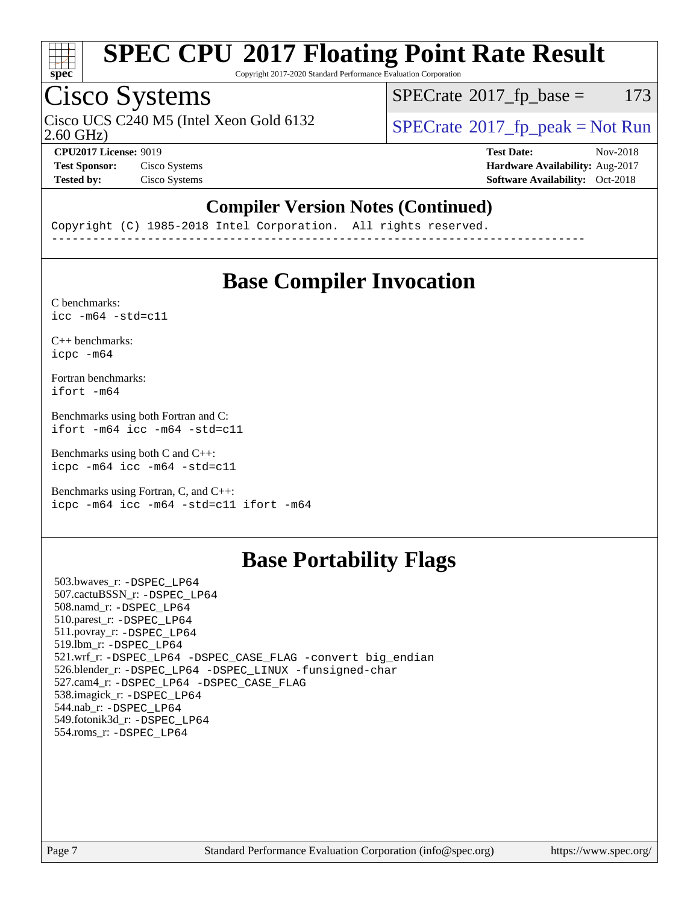# SPEC CPU 2017 Floating Point Rate Result

Copyright 2017-2020 Standard Performance Evaluation Corporation

## Cisco Systems

Cisco UCS C240 M5 (Intel Xeon Gold 6132 2.60 GHz)

SPECrate 2017_fp_base = 173

SPECrate 2017_fp_peak = Not Run

**CPU2017 License:** 9019
**Test Sponsor:** Cisco Systems
**Tested by:** Cisco Systems

**Test Date:** Nov-2018
**Hardware Availability:** Aug-2017
**Software Availability:** Oct-2018

### Compiler Version Notes (Continued)

```
Copyright (C) 1985-2018 Intel Corporation.  All rights reserved.
------------------------------------------------------------------------------
```

## Base Compiler Invocation

C benchmarks:
```
icc -m64 -std=c11
```

C++ benchmarks:
```
icpc -m64
```

Fortran benchmarks:
```
ifort -m64
```

Benchmarks using both Fortran and C:
```
ifort -m64 icc -m64 -std=c11
```

Benchmarks using both C and C++:
```
icpc -m64 icc -m64 -std=c11
```

Benchmarks using Fortran, C, and C++:
```
icpc -m64 icc -m64 -std=c11 ifort -m64
```

## Base Portability Flags

503.bwaves_r: -DSPEC_LP64
507.cactuBSSN_r: -DSPEC_LP64
508.namd_r: -DSPEC_LP64
510.parest_r: -DSPEC_LP64
511.povray_r: -DSPEC_LP64
519.lbm_r: -DSPEC_LP64
521.wrf_r: -DSPEC_LP64 -DSPEC_CASE_FLAG -convert big_endian
526.blender_r: -DSPEC_LP64 -DSPEC_LINUX -funsigned-char
527.cam4_r: -DSPEC_LP64 -DSPEC_CASE_FLAG
538.imagick_r: -DSPEC_LP64
544.nab_r: -DSPEC_LP64
549.fotonik3d_r: -DSPEC_LP64
554.roms_r: -DSPEC_LP64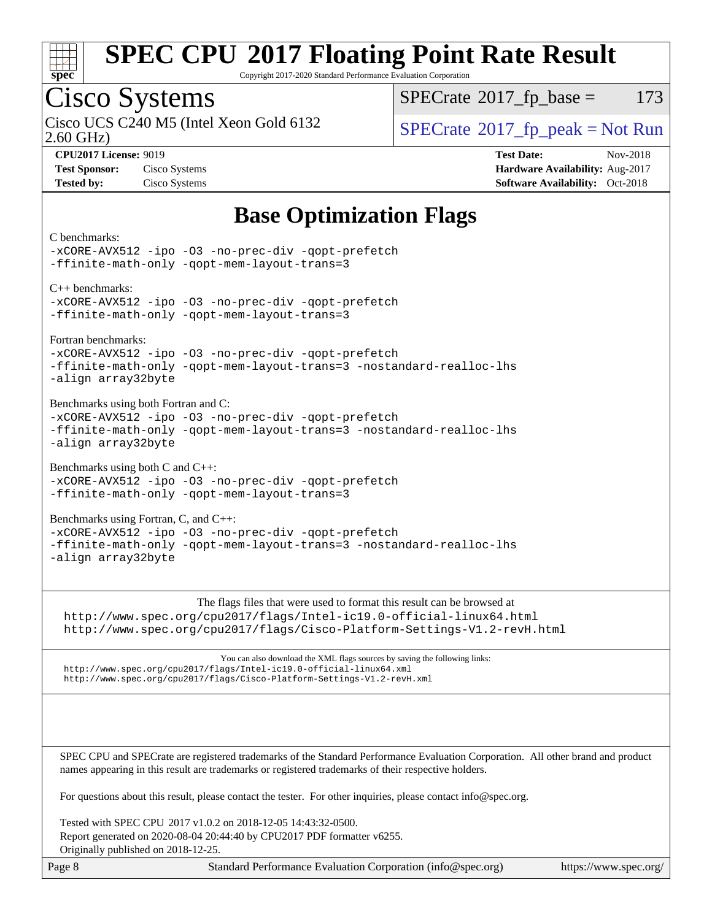# Base Optimization Flags

C benchmarks:

```
-xCORE-AVX512 -ipo -O3 -no-prec-div -qopt-prefetch
-ffinite-math-only -qopt-mem-layout-trans=3
```

C++ benchmarks:

```
-xCORE-AVX512 -ipo -O3 -no-prec-div -qopt-prefetch
-ffinite-math-only -qopt-mem-layout-trans=3
```

Fortran benchmarks:

```
-xCORE-AVX512 -ipo -O3 -no-prec-div -qopt-prefetch
-ffinite-math-only -qopt-mem-layout-trans=3 -nostandard-realloc-lhs
-align array32byte
```

Benchmarks using both Fortran and C:

```
-xCORE-AVX512 -ipo -O3 -no-prec-div -qopt-prefetch
-ffinite-math-only -qopt-mem-layout-trans=3 -nostandard-realloc-lhs
-align array32byte
```

Benchmarks using both C and C++:

```
-xCORE-AVX512 -ipo -O3 -no-prec-div -qopt-prefetch
-ffinite-math-only -qopt-mem-layout-trans=3
```

Benchmarks using Fortran, C, and C++:

```
-xCORE-AVX512 -ipo -O3 -no-prec-div -qopt-prefetch
-ffinite-math-only -qopt-mem-layout-trans=3 -nostandard-realloc-lhs
-align array32byte
```

The flags files that were used to format this result can be browsed at
http://www.spec.org/cpu2017/flags/Intel-ic19.0-official-linux64.html
http://www.spec.org/cpu2017/flags/Cisco-Platform-Settings-V1.2-revH.html

You can also download the XML flags sources by saving the following links:
http://www.spec.org/cpu2017/flags/Intel-ic19.0-official-linux64.xml
http://www.spec.org/cpu2017/flags/Cisco-Platform-Settings-V1.2-revH.xml

SPEC CPU and SPECrate are registered trademarks of the Standard Performance Evaluation Corporation. All other brand and product names appearing in this result are trademarks or registered trademarks of their respective holders.

For questions about this result, please contact the tester. For other inquiries, please contact info@spec.org.

Tested with SPEC CPU 2017 v1.0.2 on 2018-12-05 14:43:32-0500.
Report generated on 2020-08-04 20:44:40 by CPU2017 PDF formatter v6255.
Originally published on 2018-12-25.